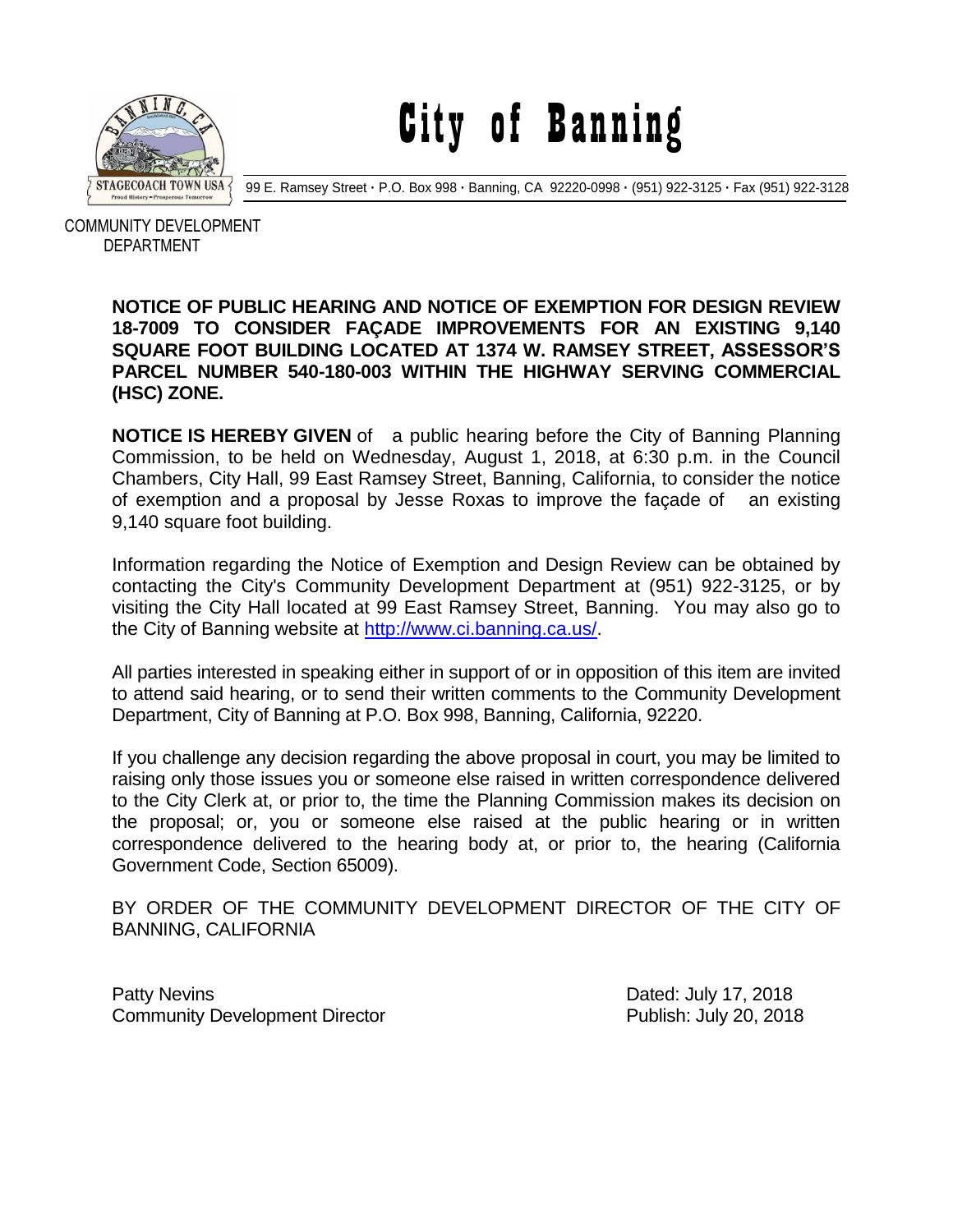# City of Banning

99 E. Ramsey Street · P.O. Box 998 · Banning, CA 92220-0998 · (951) 922-3125 · Fax (951) 922-3128

COMMUNITY DEVELOPMENT DEPARTMENT

**NOTICE OF PUBLIC HEARING AND NOTICE OF EXEMPTION FOR DESIGN REVIEW 18-7009 TO CONSIDER FAÇADE IMPROVEMENTS FOR AN EXISTING 9,140 SQUARE FOOT BUILDING LOCATED AT 1374 W. RAMSEY STREET, ASSESSOR'S PARCEL NUMBER 540-180-003 WITHIN THE HIGHWAY SERVING COMMERCIAL (HSC) ZONE.**

**NOTICE IS HEREBY GIVEN** of a public hearing before the City of Banning Planning Commission, to be held on Wednesday, August 1, 2018, at 6:30 p.m. in the Council Chambers, City Hall, 99 East Ramsey Street, Banning, California, to consider the notice of exemption and a proposal by Jesse Roxas to improve the façade of an existing 9,140 square foot building.

Information regarding the Notice of Exemption and Design Review can be obtained by contacting the City's Community Development Department at (951) 922-3125, or by visiting the City Hall located at 99 East Ramsey Street, Banning. You may also go to the City of Banning website at http://www.ci.banning.ca.us/.

All parties interested in speaking either in support of or in opposition of this item are invited to attend said hearing, or to send their written comments to the Community Development Department, City of Banning at P.O. Box 998, Banning, California, 92220.

If you challenge any decision regarding the above proposal in court, you may be limited to raising only those issues you or someone else raised in written correspondence delivered to the City Clerk at, or prior to, the time the Planning Commission makes its decision on the proposal; or, you or someone else raised at the public hearing or in written correspondence delivered to the hearing body at, or prior to, the hearing (California Government Code, Section 65009).

BY ORDER OF THE COMMUNITY DEVELOPMENT DIRECTOR OF THE CITY OF BANNING, CALIFORNIA

Patty Nevins
Community Development Director

Dated: July 17, 2018
Publish: July 20, 2018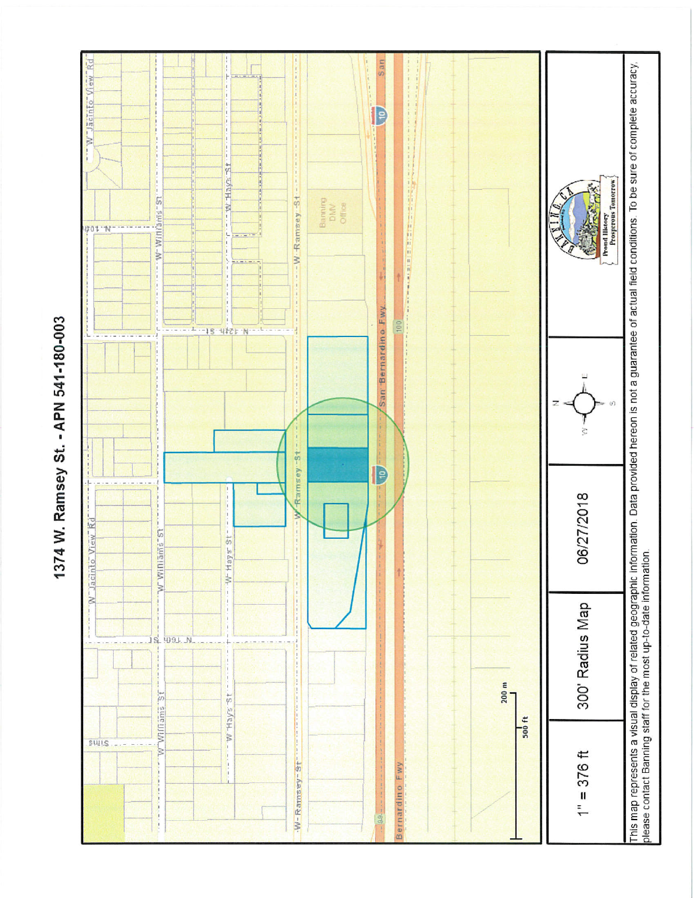# 1374 W. Ramsey St. - APN 541-180-003

W Jacinto View Rd

N 10th

W Williams St

W Hays St

W Ramsey St

Banning DMV Office

San

10

N 12th St

San Bernardino Fwy

100

W Jacinto View Rd

W Williams St

W Hays St

W Ramsey St

10

N 16th St

Sims

W Williams St

W Hays St

W Ramsey St

99

Bernardino Fwy

200 m

500 ft

| | | | | |
|---|---|---|---|---|
| 1" = 376 ft | 300' Radius Map | 06/27/2018 | N / W / E / S | BANNING CA · Proud History · Prosperous Tomorrow |

This map represents a visual display of related geographic information. Data provided hereon is not a guarantee of actual field conditions. To be sure of complete accuracy, please contact Banning staff for the most up-to-date information.